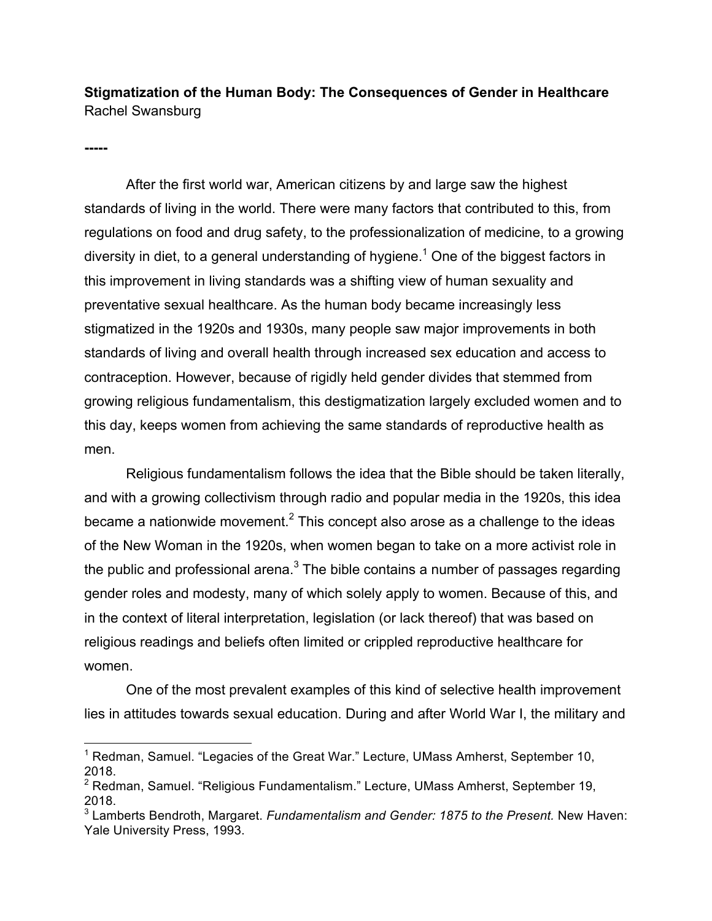**Stigmatization of the Human Body: The Consequences of Gender in Healthcare**
Rachel Swansburg

-----

After the first world war, American citizens by and large saw the highest standards of living in the world. There were many factors that contributed to this, from regulations on food and drug safety, to the professionalization of medicine, to a growing diversity in diet, to a general understanding of hygiene.[1] One of the biggest factors in this improvement in living standards was a shifting view of human sexuality and preventative sexual healthcare. As the human body became increasingly less stigmatized in the 1920s and 1930s, many people saw major improvements in both standards of living and overall health through increased sex education and access to contraception. However, because of rigidly held gender divides that stemmed from growing religious fundamentalism, this destigmatization largely excluded women and to this day, keeps women from achieving the same standards of reproductive health as men.

Religious fundamentalism follows the idea that the Bible should be taken literally, and with a growing collectivism through radio and popular media in the 1920s, this idea became a nationwide movement.[2] This concept also arose as a challenge to the ideas of the New Woman in the 1920s, when women began to take on a more activist role in the public and professional arena.[3] The bible contains a number of passages regarding gender roles and modesty, many of which solely apply to women. Because of this, and in the context of literal interpretation, legislation (or lack thereof) that was based on religious readings and beliefs often limited or crippled reproductive healthcare for women.

One of the most prevalent examples of this kind of selective health improvement lies in attitudes towards sexual education. During and after World War I, the military and

[1] Redman, Samuel. "Legacies of the Great War." Lecture, UMass Amherst, September 10, 2018.

[2] Redman, Samuel. "Religious Fundamentalism." Lecture, UMass Amherst, September 19, 2018.

[3] Lamberts Bendroth, Margaret. *Fundamentalism and Gender: 1875 to the Present.* New Haven: Yale University Press, 1993.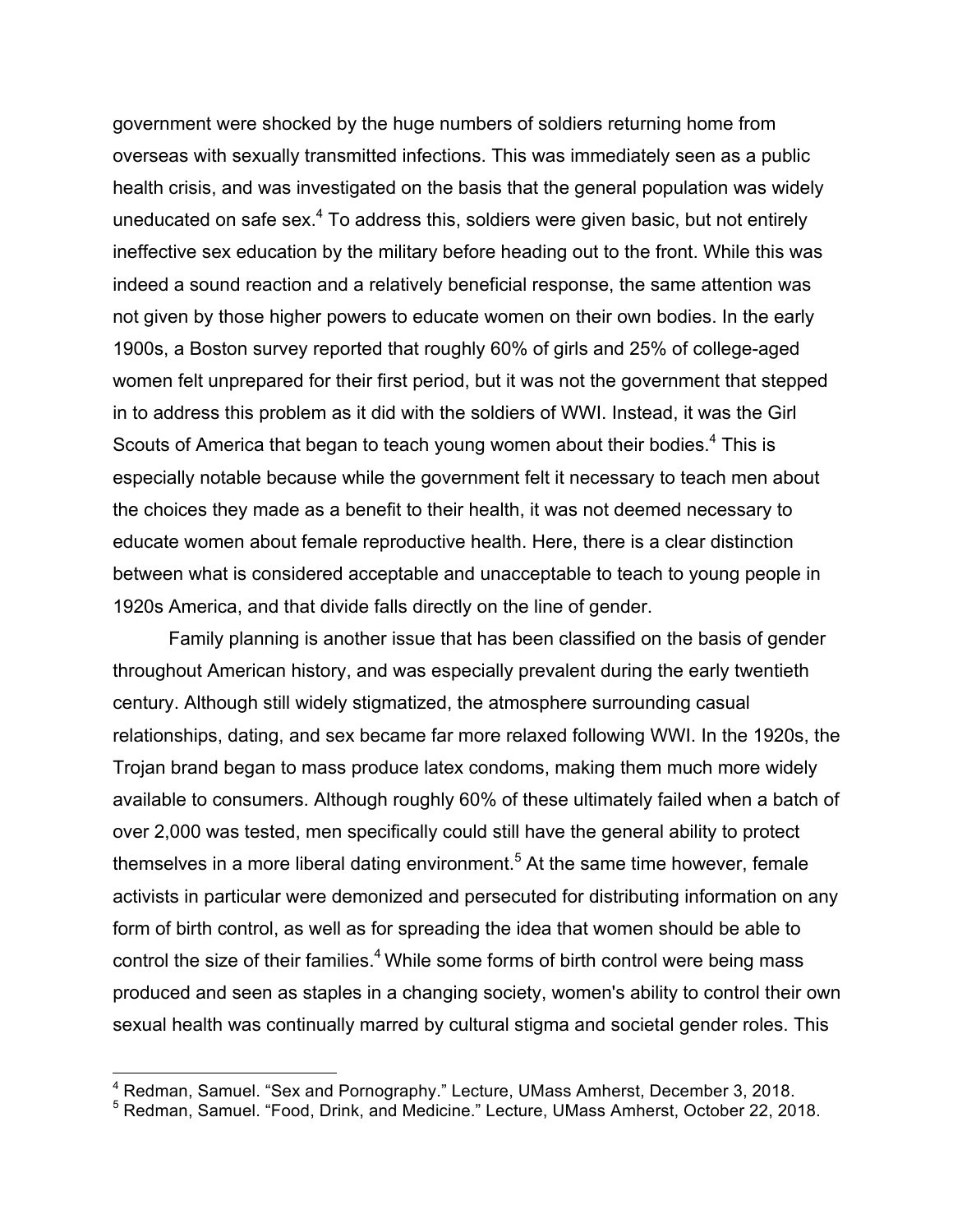government were shocked by the huge numbers of soldiers returning home from overseas with sexually transmitted infections. This was immediately seen as a public health crisis, and was investigated on the basis that the general population was widely uneducated on safe sex.[4] To address this, soldiers were given basic, but not entirely ineffective sex education by the military before heading out to the front. While this was indeed a sound reaction and a relatively beneficial response, the same attention was not given by those higher powers to educate women on their own bodies. In the early 1900s, a Boston survey reported that roughly 60% of girls and 25% of college-aged women felt unprepared for their first period, but it was not the government that stepped in to address this problem as it did with the soldiers of WWI. Instead, it was the Girl Scouts of America that began to teach young women about their bodies.[4] This is especially notable because while the government felt it necessary to teach men about the choices they made as a benefit to their health, it was not deemed necessary to educate women about female reproductive health. Here, there is a clear distinction between what is considered acceptable and unacceptable to teach to young people in 1920s America, and that divide falls directly on the line of gender.

Family planning is another issue that has been classified on the basis of gender throughout American history, and was especially prevalent during the early twentieth century. Although still widely stigmatized, the atmosphere surrounding casual relationships, dating, and sex became far more relaxed following WWI. In the 1920s, the Trojan brand began to mass produce latex condoms, making them much more widely available to consumers. Although roughly 60% of these ultimately failed when a batch of over 2,000 was tested, men specifically could still have the general ability to protect themselves in a more liberal dating environment.[5] At the same time however, female activists in particular were demonized and persecuted for distributing information on any form of birth control, as well as for spreading the idea that women should be able to control the size of their families.[4] While some forms of birth control were being mass produced and seen as staples in a changing society, women's ability to control their own sexual health was continually marred by cultural stigma and societal gender roles. This

[4] Redman, Samuel. "Sex and Pornography." Lecture, UMass Amherst, December 3, 2018.
[5] Redman, Samuel. "Food, Drink, and Medicine." Lecture, UMass Amherst, October 22, 2018.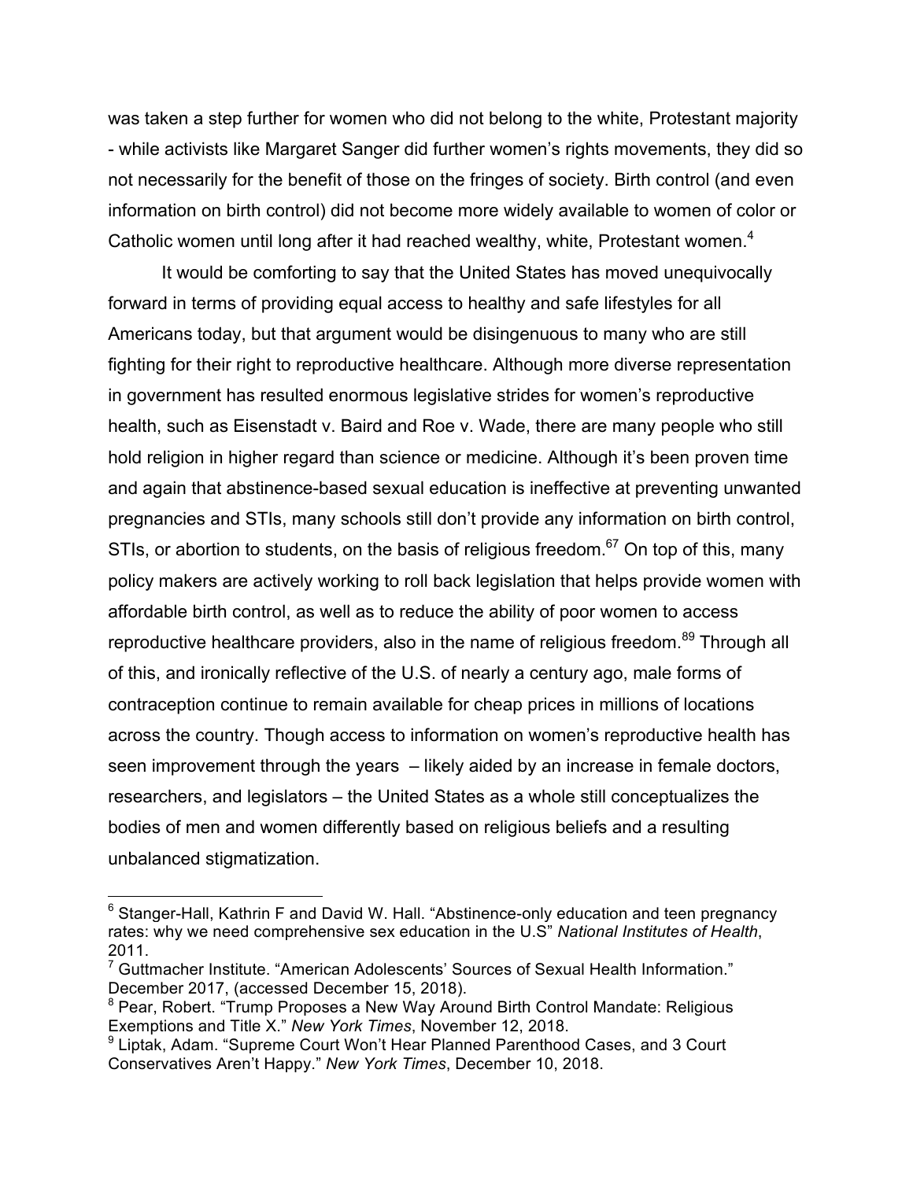was taken a step further for women who did not belong to the white, Protestant majority - while activists like Margaret Sanger did further women's rights movements, they did so not necessarily for the benefit of those on the fringes of society. Birth control (and even information on birth control) did not become more widely available to women of color or Catholic women until long after it had reached wealthy, white, Protestant women.[4]

It would be comforting to say that the United States has moved unequivocally forward in terms of providing equal access to healthy and safe lifestyles for all Americans today, but that argument would be disingenuous to many who are still fighting for their right to reproductive healthcare. Although more diverse representation in government has resulted enormous legislative strides for women's reproductive health, such as Eisenstadt v. Baird and Roe v. Wade, there are many people who still hold religion in higher regard than science or medicine. Although it's been proven time and again that abstinence-based sexual education is ineffective at preventing unwanted pregnancies and STIs, many schools still don't provide any information on birth control, STIs, or abortion to students, on the basis of religious freedom.[6,7] On top of this, many policy makers are actively working to roll back legislation that helps provide women with affordable birth control, as well as to reduce the ability of poor women to access reproductive healthcare providers, also in the name of religious freedom.[8,9] Through all of this, and ironically reflective of the U.S. of nearly a century ago, male forms of contraception continue to remain available for cheap prices in millions of locations across the country. Though access to information on women's reproductive health has seen improvement through the years – likely aided by an increase in female doctors, researchers, and legislators – the United States as a whole still conceptualizes the bodies of men and women differently based on religious beliefs and a resulting unbalanced stigmatization.

---

[6] Stanger-Hall, Kathrin F and David W. Hall. "Abstinence-only education and teen pregnancy rates: why we need comprehensive sex education in the U.S" *National Institutes of Health*, 2011.

[7] Guttmacher Institute. "American Adolescents' Sources of Sexual Health Information." December 2017, (accessed December 15, 2018).

[8] Pear, Robert. "Trump Proposes a New Way Around Birth Control Mandate: Religious Exemptions and Title X." *New York Times*, November 12, 2018.

[9] Liptak, Adam. "Supreme Court Won't Hear Planned Parenthood Cases, and 3 Court Conservatives Aren't Happy." *New York Times*, December 10, 2018.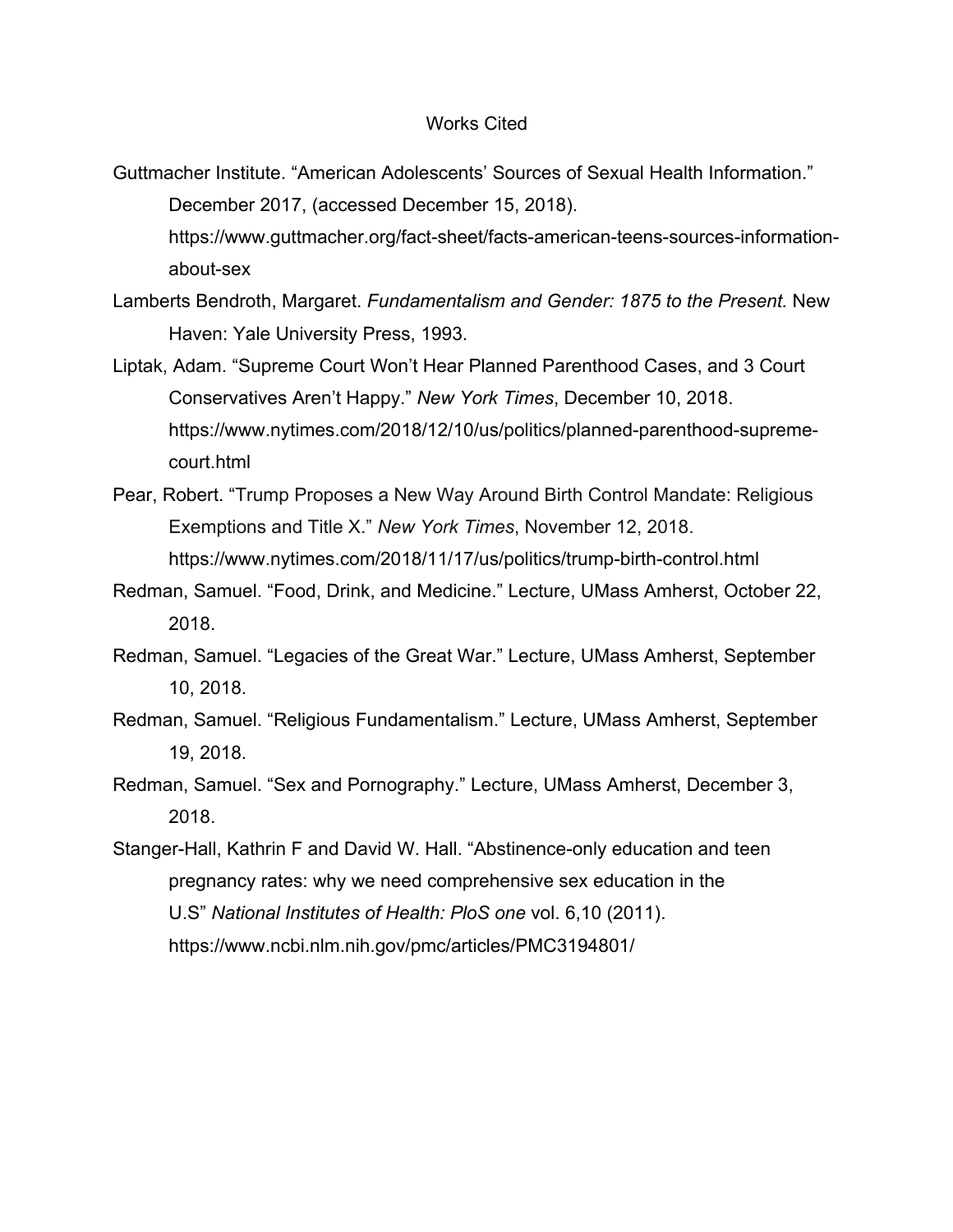# Works Cited

Guttmacher Institute. “American Adolescents’ Sources of Sexual Health Information.” December 2017, (accessed December 15, 2018). https://www.guttmacher.org/fact-sheet/facts-american-teens-sources-information-about-sex

Lamberts Bendroth, Margaret. *Fundamentalism and Gender: 1875 to the Present.* New Haven: Yale University Press, 1993.

Liptak, Adam. “Supreme Court Won’t Hear Planned Parenthood Cases, and 3 Court Conservatives Aren’t Happy.” *New York Times*, December 10, 2018. https://www.nytimes.com/2018/12/10/us/politics/planned-parenthood-supreme-court.html

Pear, Robert. “Trump Proposes a New Way Around Birth Control Mandate: Religious Exemptions and Title X.” *New York Times*, November 12, 2018. https://www.nytimes.com/2018/11/17/us/politics/trump-birth-control.html

Redman, Samuel. “Food, Drink, and Medicine.” Lecture, UMass Amherst, October 22, 2018.

Redman, Samuel. “Legacies of the Great War.” Lecture, UMass Amherst, September 10, 2018.

Redman, Samuel. “Religious Fundamentalism.” Lecture, UMass Amherst, September 19, 2018.

Redman, Samuel. “Sex and Pornography.” Lecture, UMass Amherst, December 3, 2018.

Stanger-Hall, Kathrin F and David W. Hall. “Abstinence-only education and teen pregnancy rates: why we need comprehensive sex education in the U.S” *National Institutes of Health: PloS one* vol. 6,10 (2011). https://www.ncbi.nlm.nih.gov/pmc/articles/PMC3194801/